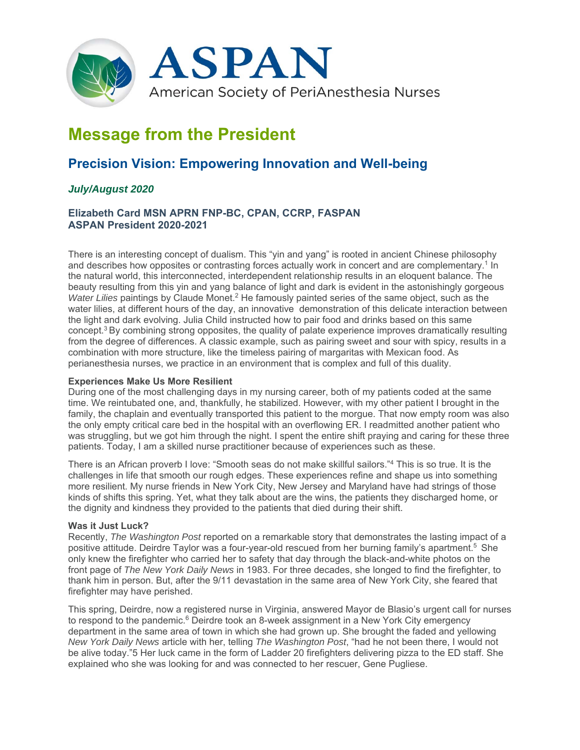ASPAN

American Society of PeriAnesthesia Nurses

# Message from the President

## Precision Vision: Empowering Innovation and Well-being

***July/August 2020***

**Elizabeth Card MSN APRN FNP-BC, CPAN, CCRP, FASPAN**
**ASPAN President 2020-2021**

There is an interesting concept of dualism. This "yin and yang" is rooted in ancient Chinese philosophy and describes how opposites or contrasting forces actually work in concert and are complementary.[1] In the natural world, this interconnected, interdependent relationship results in an eloquent balance. The beauty resulting from this yin and yang balance of light and dark is evident in the astonishingly gorgeous *Water Lilies* paintings by Claude Monet.[2] He famously painted series of the same object, such as the water lilies, at different hours of the day, an innovative demonstration of this delicate interaction between the light and dark evolving. Julia Child instructed how to pair food and drinks based on this same concept.[3] By combining strong opposites, the quality of palate experience improves dramatically resulting from the degree of differences. A classic example, such as pairing sweet and sour with spicy, results in a combination with more structure, like the timeless pairing of margaritas with Mexican food. As perianesthesia nurses, we practice in an environment that is complex and full of this duality.

**Experiences Make Us More Resilient**

During one of the most challenging days in my nursing career, both of my patients coded at the same time. We reintubated one, and, thankfully, he stabilized. However, with my other patient I brought in the family, the chaplain and eventually transported this patient to the morgue. That now empty room was also the only empty critical care bed in the hospital with an overflowing ER. I readmitted another patient who was struggling, but we got him through the night. I spent the entire shift praying and caring for these three patients. Today, I am a skilled nurse practitioner because of experiences such as these.

There is an African proverb I love: "Smooth seas do not make skillful sailors."[4] This is so true. It is the challenges in life that smooth our rough edges. These experiences refine and shape us into something more resilient. My nurse friends in New York City, New Jersey and Maryland have had strings of those kinds of shifts this spring. Yet, what they talk about are the wins, the patients they discharged home, or the dignity and kindness they provided to the patients that died during their shift.

**Was it Just Luck?**

Recently, *The Washington Post* reported on a remarkable story that demonstrates the lasting impact of a positive attitude. Deirdre Taylor was a four-year-old rescued from her burning family's apartment.[5] She only knew the firefighter who carried her to safety that day through the black-and-white photos on the front page of *The New York Daily News* in 1983. For three decades, she longed to find the firefighter, to thank him in person. But, after the 9/11 devastation in the same area of New York City, she feared that firefighter may have perished.

This spring, Deirdre, now a registered nurse in Virginia, answered Mayor de Blasio's urgent call for nurses to respond to the pandemic.[6] Deirdre took an 8-week assignment in a New York City emergency department in the same area of town in which she had grown up. She brought the faded and yellowing *New York Daily News* article with her, telling *The Washington Post*, "had he not been there, I would not be alive today."5 Her luck came in the form of Ladder 20 firefighters delivering pizza to the ED staff. She explained who she was looking for and was connected to her rescuer, Gene Pugliese.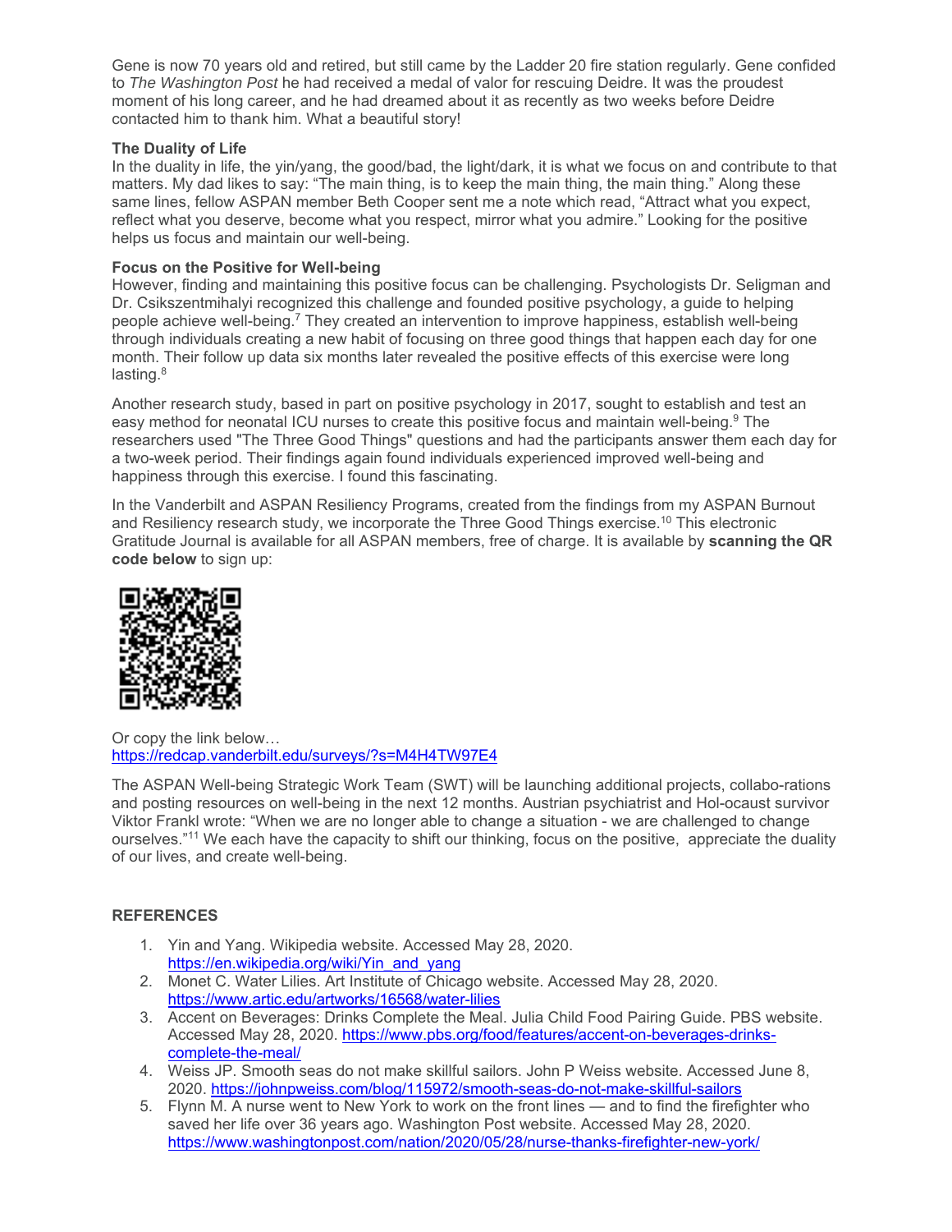Gene is now 70 years old and retired, but still came by the Ladder 20 fire station regularly. Gene confided to *The Washington Post* he had received a medal of valor for rescuing Deidre. It was the proudest moment of his long career, and he had dreamed about it as recently as two weeks before Deidre contacted him to thank him. What a beautiful story!

**The Duality of Life**

In the duality in life, the yin/yang, the good/bad, the light/dark, it is what we focus on and contribute to that matters. My dad likes to say: "The main thing, is to keep the main thing, the main thing." Along these same lines, fellow ASPAN member Beth Cooper sent me a note which read, "Attract what you expect, reflect what you deserve, become what you respect, mirror what you admire." Looking for the positive helps us focus and maintain our well-being.

**Focus on the Positive for Well-being**

However, finding and maintaining this positive focus can be challenging. Psychologists Dr. Seligman and Dr. Csikszentmihalyi recognized this challenge and founded positive psychology, a guide to helping people achieve well-being.[7] They created an intervention to improve happiness, establish well-being through individuals creating a new habit of focusing on three good things that happen each day for one month. Their follow up data six months later revealed the positive effects of this exercise were long lasting.[8]

Another research study, based in part on positive psychology in 2017, sought to establish and test an easy method for neonatal ICU nurses to create this positive focus and maintain well-being.[9] The researchers used "The Three Good Things" questions and had the participants answer them each day for a two-week period. Their findings again found individuals experienced improved well-being and happiness through this exercise. I found this fascinating.

In the Vanderbilt and ASPAN Resiliency Programs, created from the findings from my ASPAN Burnout and Resiliency research study, we incorporate the Three Good Things exercise.[10] This electronic Gratitude Journal is available for all ASPAN members, free of charge. It is available by **scanning the QR code below** to sign up:

Or copy the link below…
https://redcap.vanderbilt.edu/surveys/?s=M4H4TW97E4

The ASPAN Well-being Strategic Work Team (SWT) will be launching additional projects, collabo-rations and posting resources on well-being in the next 12 months. Austrian psychiatrist and Hol-ocaust survivor Viktor Frankl wrote: "When we are no longer able to change a situation - we are challenged to change ourselves."[11] We each have the capacity to shift our thinking, focus on the positive, appreciate the duality of our lives, and create well-being.

**REFERENCES**

1. Yin and Yang. Wikipedia website. Accessed May 28, 2020. https://en.wikipedia.org/wiki/Yin_and_yang
2. Monet C. Water Lilies. Art Institute of Chicago website. Accessed May 28, 2020. https://www.artic.edu/artworks/16568/water-lilies
3. Accent on Beverages: Drinks Complete the Meal. Julia Child Food Pairing Guide. PBS website. Accessed May 28, 2020. https://www.pbs.org/food/features/accent-on-beverages-drinks-complete-the-meal/
4. Weiss JP. Smooth seas do not make skillful sailors. John P Weiss website. Accessed June 8, 2020. https://johnpweiss.com/blog/115972/smooth-seas-do-not-make-skillful-sailors
5. Flynn M. A nurse went to New York to work on the front lines — and to find the firefighter who saved her life over 36 years ago. Washington Post website. Accessed May 28, 2020. https://www.washingtonpost.com/nation/2020/05/28/nurse-thanks-firefighter-new-york/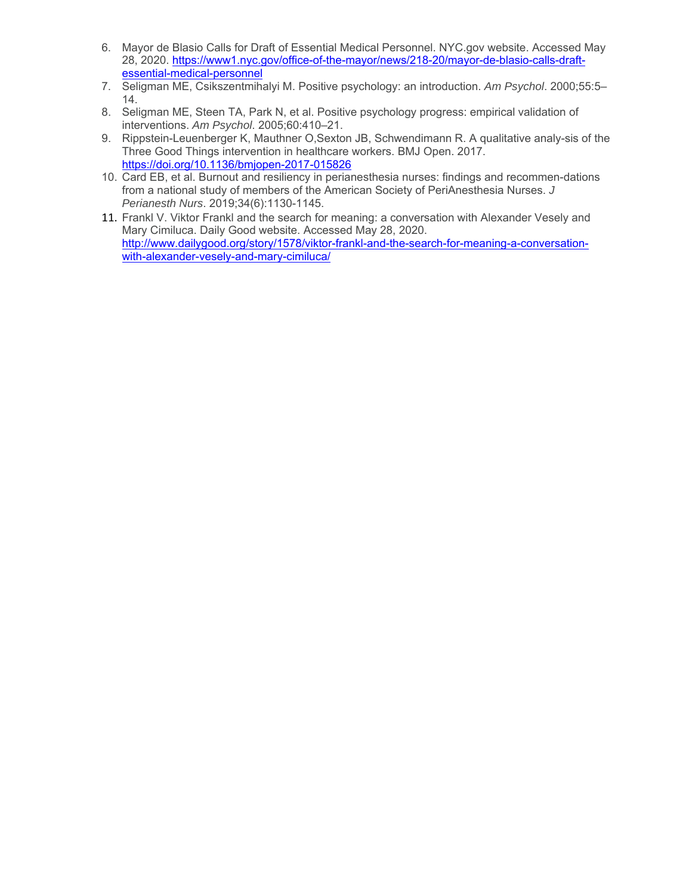6. Mayor de Blasio Calls for Draft of Essential Medical Personnel. NYC.gov website. Accessed May 28, 2020. https://www1.nyc.gov/office-of-the-mayor/news/218-20/mayor-de-blasio-calls-draft-essential-medical-personnel
7. Seligman ME, Csikszentmihalyi M. Positive psychology: an introduction. *Am Psychol*. 2000;55:5–14.
8. Seligman ME, Steen TA, Park N, et al. Positive psychology progress: empirical validation of interventions. *Am Psychol*. 2005;60:410–21.
9. Rippstein-Leuenberger K, Mauthner O,Sexton JB, Schwendimann R. A qualitative analy-sis of the Three Good Things intervention in healthcare workers. BMJ Open. 2017. https://doi.org/10.1136/bmjopen-2017-015826
10. Card EB, et al. Burnout and resiliency in perianesthesia nurses: findings and recommen-dations from a national study of members of the American Society of PeriAnesthesia Nurses. *J Perianesth Nurs*. 2019;34(6):1130-1145.
11. Frankl V. Viktor Frankl and the search for meaning: a conversation with Alexander Vesely and Mary Cimiluca. Daily Good website. Accessed May 28, 2020. http://www.dailygood.org/story/1578/viktor-frankl-and-the-search-for-meaning-a-conversation-with-alexander-vesely-and-mary-cimiluca/